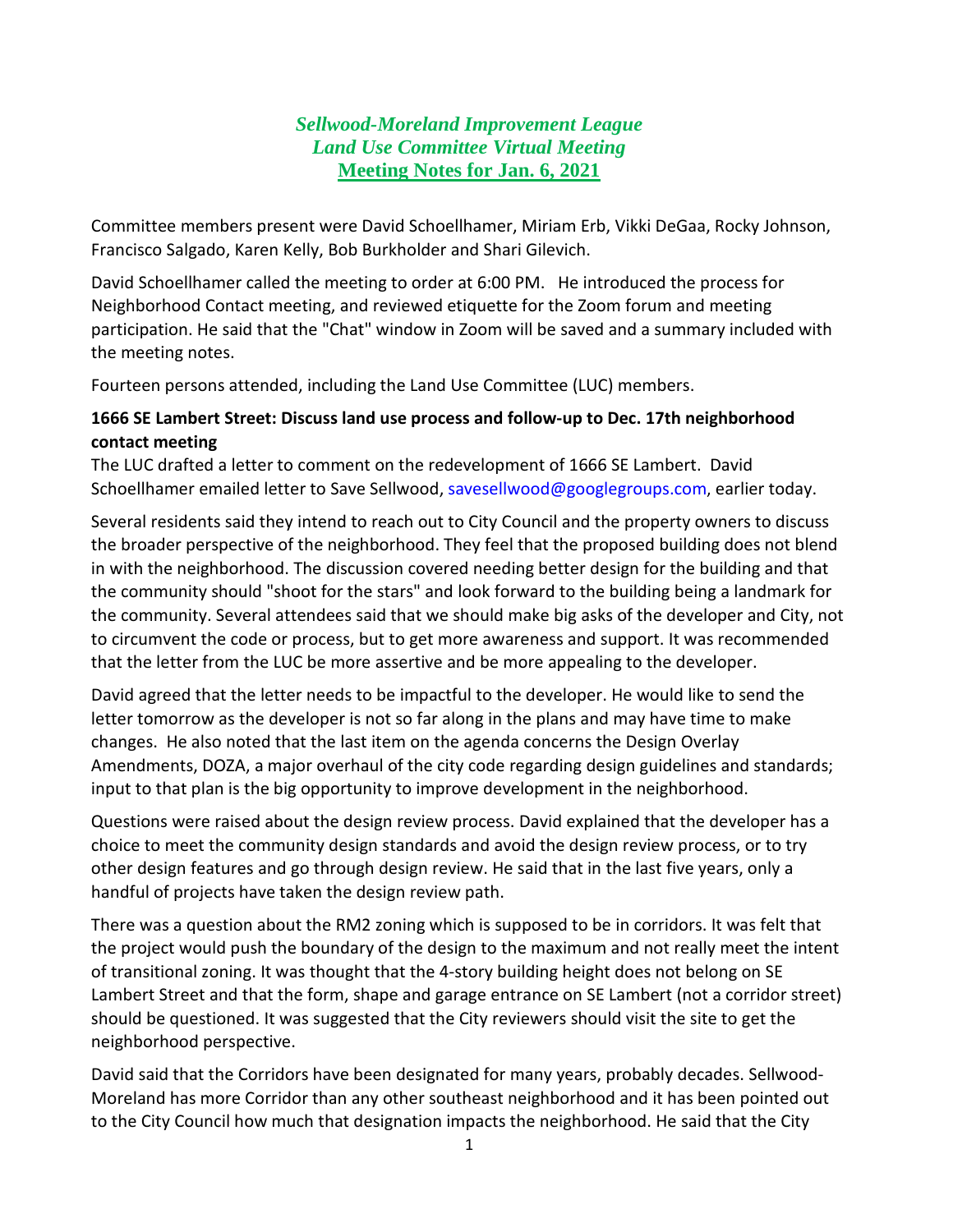# *Sellwood-Moreland Improvement League*
# *Land Use Committee Virtual Meeting*
## Meeting Notes for Jan. 6, 2021

Committee members present were David Schoellhamer, Miriam Erb, Vikki DeGaa, Rocky Johnson, Francisco Salgado, Karen Kelly, Bob Burkholder and Shari Gilevich.

David Schoellhamer called the meeting to order at 6:00 PM. He introduced the process for Neighborhood Contact meeting, and reviewed etiquette for the Zoom forum and meeting participation. He said that the "Chat" window in Zoom will be saved and a summary included with the meeting notes.

Fourteen persons attended, including the Land Use Committee (LUC) members.

**1666 SE Lambert Street: Discuss land use process and follow-up to Dec. 17th neighborhood contact meeting**

The LUC drafted a letter to comment on the redevelopment of 1666 SE Lambert. David Schoellhamer emailed letter to Save Sellwood, savesellwood@googlegroups.com, earlier today.

Several residents said they intend to reach out to City Council and the property owners to discuss the broader perspective of the neighborhood. They feel that the proposed building does not blend in with the neighborhood. The discussion covered needing better design for the building and that the community should "shoot for the stars" and look forward to the building being a landmark for the community. Several attendees said that we should make big asks of the developer and City, not to circumvent the code or process, but to get more awareness and support. It was recommended that the letter from the LUC be more assertive and be more appealing to the developer.

David agreed that the letter needs to be impactful to the developer. He would like to send the letter tomorrow as the developer is not so far along in the plans and may have time to make changes. He also noted that the last item on the agenda concerns the Design Overlay Amendments, DOZA, a major overhaul of the city code regarding design guidelines and standards; input to that plan is the big opportunity to improve development in the neighborhood.

Questions were raised about the design review process. David explained that the developer has a choice to meet the community design standards and avoid the design review process, or to try other design features and go through design review. He said that in the last five years, only a handful of projects have taken the design review path.

There was a question about the RM2 zoning which is supposed to be in corridors. It was felt that the project would push the boundary of the design to the maximum and not really meet the intent of transitional zoning. It was thought that the 4-story building height does not belong on SE Lambert Street and that the form, shape and garage entrance on SE Lambert (not a corridor street) should be questioned. It was suggested that the City reviewers should visit the site to get the neighborhood perspective.

David said that the Corridors have been designated for many years, probably decades. Sellwood-Moreland has more Corridor than any other southeast neighborhood and it has been pointed out to the City Council how much that designation impacts the neighborhood. He said that the City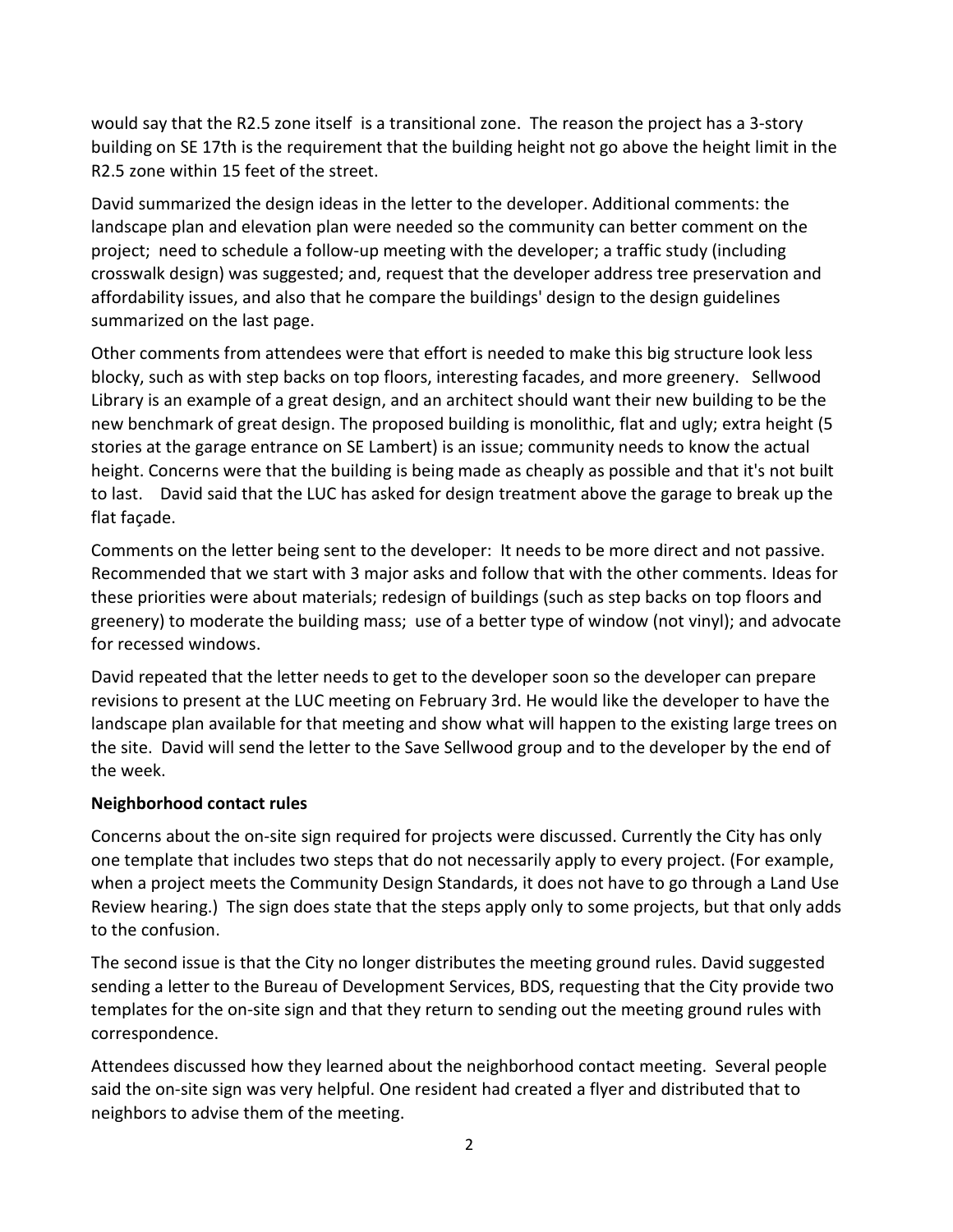would say that the R2.5 zone itself is a transitional zone. The reason the project has a 3-story building on SE 17th is the requirement that the building height not go above the height limit in the R2.5 zone within 15 feet of the street.

David summarized the design ideas in the letter to the developer. Additional comments: the landscape plan and elevation plan were needed so the community can better comment on the project; need to schedule a follow-up meeting with the developer; a traffic study (including crosswalk design) was suggested; and, request that the developer address tree preservation and affordability issues, and also that he compare the buildings' design to the design guidelines summarized on the last page.

Other comments from attendees were that effort is needed to make this big structure look less blocky, such as with step backs on top floors, interesting facades, and more greenery. Sellwood Library is an example of a great design, and an architect should want their new building to be the new benchmark of great design. The proposed building is monolithic, flat and ugly; extra height (5 stories at the garage entrance on SE Lambert) is an issue; community needs to know the actual height. Concerns were that the building is being made as cheaply as possible and that it's not built to last. David said that the LUC has asked for design treatment above the garage to break up the flat façade.

Comments on the letter being sent to the developer: It needs to be more direct and not passive. Recommended that we start with 3 major asks and follow that with the other comments. Ideas for these priorities were about materials; redesign of buildings (such as step backs on top floors and greenery) to moderate the building mass; use of a better type of window (not vinyl); and advocate for recessed windows.

David repeated that the letter needs to get to the developer soon so the developer can prepare revisions to present at the LUC meeting on February 3rd. He would like the developer to have the landscape plan available for that meeting and show what will happen to the existing large trees on the site. David will send the letter to the Save Sellwood group and to the developer by the end of the week.

**Neighborhood contact rules**

Concerns about the on-site sign required for projects were discussed. Currently the City has only one template that includes two steps that do not necessarily apply to every project. (For example, when a project meets the Community Design Standards, it does not have to go through a Land Use Review hearing.) The sign does state that the steps apply only to some projects, but that only adds to the confusion.

The second issue is that the City no longer distributes the meeting ground rules. David suggested sending a letter to the Bureau of Development Services, BDS, requesting that the City provide two templates for the on-site sign and that they return to sending out the meeting ground rules with correspondence.

Attendees discussed how they learned about the neighborhood contact meeting. Several people said the on-site sign was very helpful. One resident had created a flyer and distributed that to neighbors to advise them of the meeting.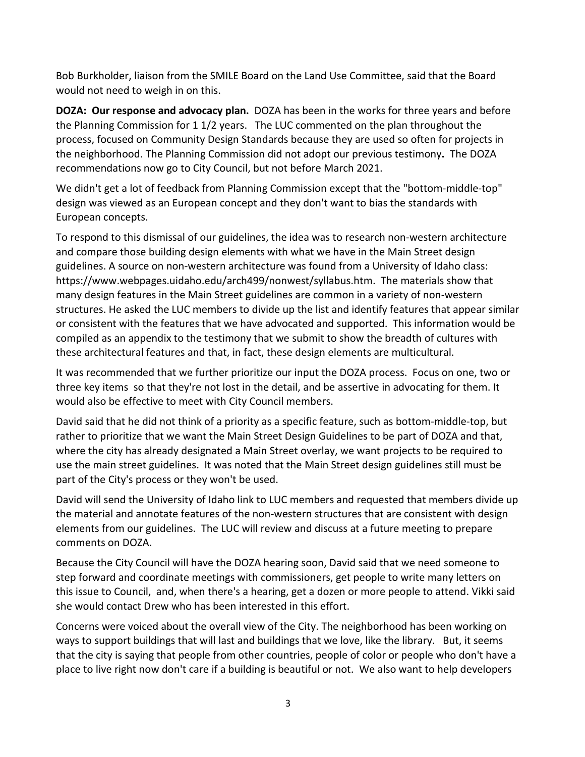Bob Burkholder, liaison from the SMILE Board on the Land Use Committee, said that the Board would not need to weigh in on this.

**DOZA: Our response and advocacy plan.** DOZA has been in the works for three years and before the Planning Commission for 1 1/2 years. The LUC commented on the plan throughout the process, focused on Community Design Standards because they are used so often for projects in the neighborhood. The Planning Commission did not adopt our previous testimony**.** The DOZA recommendations now go to City Council, but not before March 2021.

We didn't get a lot of feedback from Planning Commission except that the "bottom-middle-top" design was viewed as an European concept and they don't want to bias the standards with European concepts.

To respond to this dismissal of our guidelines, the idea was to research non-western architecture and compare those building design elements with what we have in the Main Street design guidelines. A source on non-western architecture was found from a University of Idaho class: https://www.webpages.uidaho.edu/arch499/nonwest/syllabus.htm. The materials show that many design features in the Main Street guidelines are common in a variety of non-western structures. He asked the LUC members to divide up the list and identify features that appear similar or consistent with the features that we have advocated and supported. This information would be compiled as an appendix to the testimony that we submit to show the breadth of cultures with these architectural features and that, in fact, these design elements are multicultural.

It was recommended that we further prioritize our input the DOZA process. Focus on one, two or three key items so that they're not lost in the detail, and be assertive in advocating for them. It would also be effective to meet with City Council members.

David said that he did not think of a priority as a specific feature, such as bottom-middle-top, but rather to prioritize that we want the Main Street Design Guidelines to be part of DOZA and that, where the city has already designated a Main Street overlay, we want projects to be required to use the main street guidelines. It was noted that the Main Street design guidelines still must be part of the City's process or they won't be used.

David will send the University of Idaho link to LUC members and requested that members divide up the material and annotate features of the non-western structures that are consistent with design elements from our guidelines. The LUC will review and discuss at a future meeting to prepare comments on DOZA.

Because the City Council will have the DOZA hearing soon, David said that we need someone to step forward and coordinate meetings with commissioners, get people to write many letters on this issue to Council, and, when there's a hearing, get a dozen or more people to attend. Vikki said she would contact Drew who has been interested in this effort.

Concerns were voiced about the overall view of the City. The neighborhood has been working on ways to support buildings that will last and buildings that we love, like the library. But, it seems that the city is saying that people from other countries, people of color or people who don't have a place to live right now don't care if a building is beautiful or not. We also want to help developers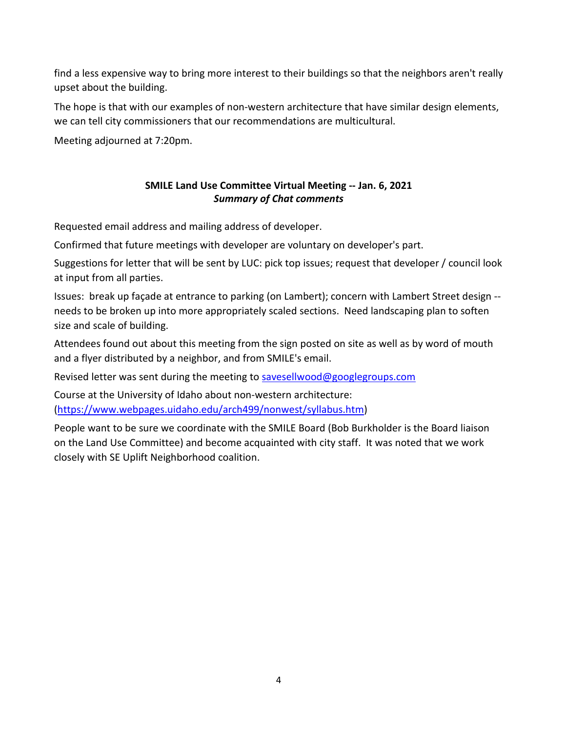find a less expensive way to bring more interest to their buildings so that the neighbors aren't really upset about the building.

The hope is that with our examples of non-western architecture that have similar design elements, we can tell city commissioners that our recommendations are multicultural.

Meeting adjourned at 7:20pm.

**SMILE Land Use Committee Virtual Meeting -- Jan. 6, 2021**
***Summary of Chat comments***

Requested email address and mailing address of developer.

Confirmed that future meetings with developer are voluntary on developer's part.

Suggestions for letter that will be sent by LUC: pick top issues; request that developer / council look at input from all parties.

Issues: break up façade at entrance to parking (on Lambert); concern with Lambert Street design -- needs to be broken up into more appropriately scaled sections. Need landscaping plan to soften size and scale of building.

Attendees found out about this meeting from the sign posted on site as well as by word of mouth and a flyer distributed by a neighbor, and from SMILE's email.

Revised letter was sent during the meeting to savesellwood@googlegroups.com

Course at the University of Idaho about non-western architecture: (https://www.webpages.uidaho.edu/arch499/nonwest/syllabus.htm)

People want to be sure we coordinate with the SMILE Board (Bob Burkholder is the Board liaison on the Land Use Committee) and become acquainted with city staff. It was noted that we work closely with SE Uplift Neighborhood coalition.